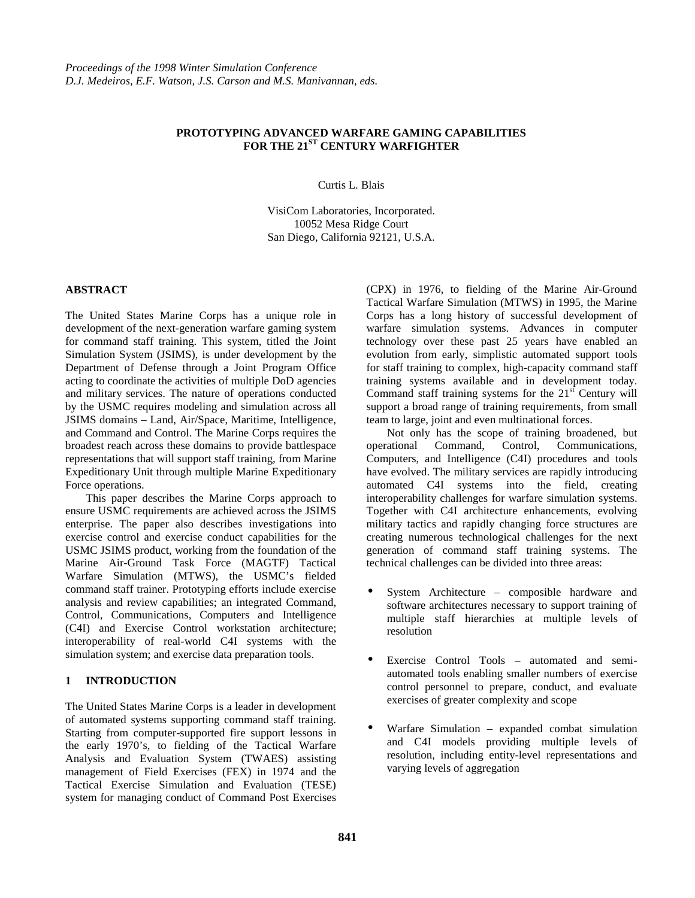*Proceedings of the 1998 Winter Simulation Conference*
*D.J. Medeiros, E.F. Watson, J.S. Carson and M.S. Manivannan, eds.*

# PROTOTYPING ADVANCED WARFARE GAMING CAPABILITIES FOR THE 21ST CENTURY WARFIGHTER

Curtis L. Blais

VisiCom Laboratories, Incorporated.
10052 Mesa Ridge Court
San Diego, California 92121, U.S.A.

## ABSTRACT

The United States Marine Corps has a unique role in development of the next-generation warfare gaming system for command staff training. This system, titled the Joint Simulation System (JSIMS), is under development by the Department of Defense through a Joint Program Office acting to coordinate the activities of multiple DoD agencies and military services. The nature of operations conducted by the USMC requires modeling and simulation across all JSIMS domains – Land, Air/Space, Maritime, Intelligence, and Command and Control. The Marine Corps requires the broadest reach across these domains to provide battlespace representations that will support staff training, from Marine Expeditionary Unit through multiple Marine Expeditionary Force operations.

This paper describes the Marine Corps approach to ensure USMC requirements are achieved across the JSIMS enterprise. The paper also describes investigations into exercise control and exercise conduct capabilities for the USMC JSIMS product, working from the foundation of the Marine Air-Ground Task Force (MAGTF) Tactical Warfare Simulation (MTWS), the USMC's fielded command staff trainer. Prototyping efforts include exercise analysis and review capabilities; an integrated Command, Control, Communications, Computers and Intelligence (C4I) and Exercise Control workstation architecture; interoperability of real-world C4I systems with the simulation system; and exercise data preparation tools.

## 1 INTRODUCTION

The United States Marine Corps is a leader in development of automated systems supporting command staff training. Starting from computer-supported fire support lessons in the early 1970's, to fielding of the Tactical Warfare Analysis and Evaluation System (TWAES) assisting management of Field Exercises (FEX) in 1974 and the Tactical Exercise Simulation and Evaluation (TESE) system for managing conduct of Command Post Exercises (CPX) in 1976, to fielding of the Marine Air-Ground Tactical Warfare Simulation (MTWS) in 1995, the Marine Corps has a long history of successful development of warfare simulation systems. Advances in computer technology over these past 25 years have enabled an evolution from early, simplistic automated support tools for staff training to complex, high-capacity command staff training systems available and in development today. Command staff training systems for the 21st Century will support a broad range of training requirements, from small team to large, joint and even multinational forces.

Not only has the scope of training broadened, but operational Command, Control, Communications, Computers, and Intelligence (C4I) procedures and tools have evolved. The military services are rapidly introducing automated C4I systems into the field, creating interoperability challenges for warfare simulation systems. Together with C4I architecture enhancements, evolving military tactics and rapidly changing force structures are creating numerous technological challenges for the next generation of command staff training systems. The technical challenges can be divided into three areas:

- System Architecture – composible hardware and software architectures necessary to support training of multiple staff hierarchies at multiple levels of resolution
- Exercise Control Tools – automated and semi-automated tools enabling smaller numbers of exercise control personnel to prepare, conduct, and evaluate exercises of greater complexity and scope
- Warfare Simulation – expanded combat simulation and C4I models providing multiple levels of resolution, including entity-level representations and varying levels of aggregation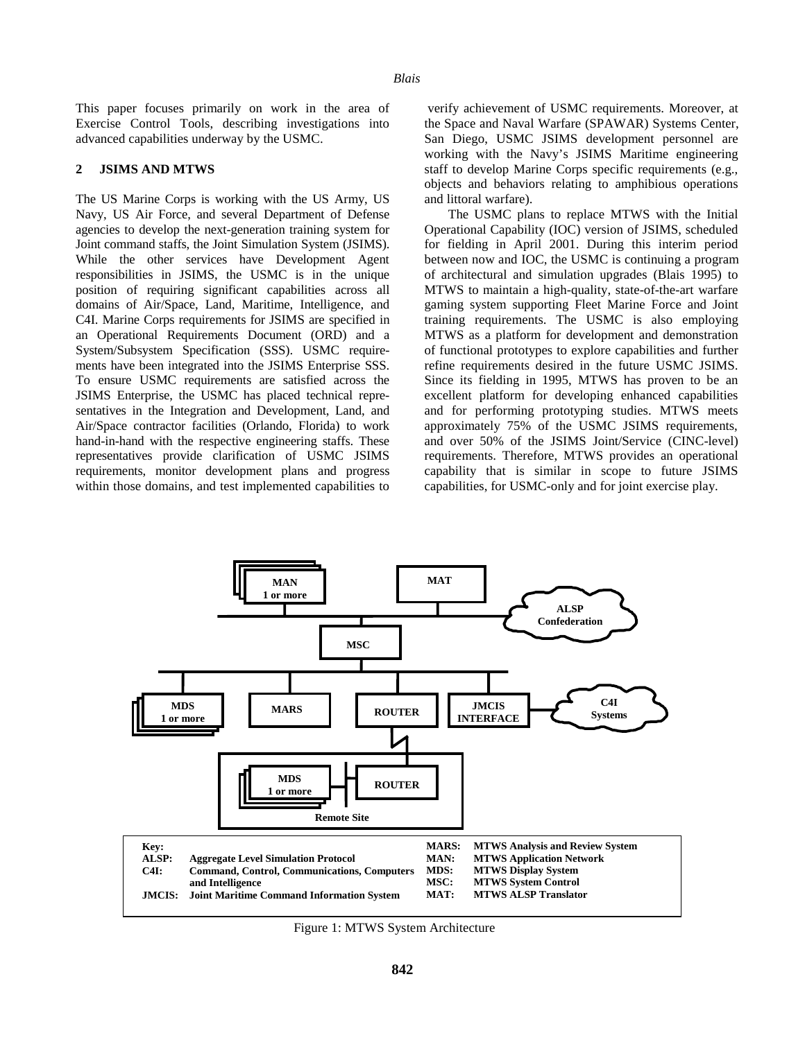This paper focuses primarily on work in the area of Exercise Control Tools, describing investigations into advanced capabilities underway by the USMC.

## 2 JSIMS AND MTWS

The US Marine Corps is working with the US Army, US Navy, US Air Force, and several Department of Defense agencies to develop the next-generation training system for Joint command staffs, the Joint Simulation System (JSIMS). While the other services have Development Agent responsibilities in JSIMS, the USMC is in the unique position of requiring significant capabilities across all domains of Air/Space, Land, Maritime, Intelligence, and C4I. Marine Corps requirements for JSIMS are specified in an Operational Requirements Document (ORD) and a System/Subsystem Specification (SSS). USMC requirements have been integrated into the JSIMS Enterprise SSS. To ensure USMC requirements are satisfied across the JSIMS Enterprise, the USMC has placed technical representatives in the Integration and Development, Land, and Air/Space contractor facilities (Orlando, Florida) to work hand-in-hand with the respective engineering staffs. These representatives provide clarification of USMC JSIMS requirements, monitor development plans and progress within those domains, and test implemented capabilities to verify achievement of USMC requirements. Moreover, at the Space and Naval Warfare (SPAWAR) Systems Center, San Diego, USMC JSIMS development personnel are working with the Navy's JSIMS Maritime engineering staff to develop Marine Corps specific requirements (e.g., objects and behaviors relating to amphibious operations and littoral warfare).

The USMC plans to replace MTWS with the Initial Operational Capability (IOC) version of JSIMS, scheduled for fielding in April 2001. During this interim period between now and IOC, the USMC is continuing a program of architectural and simulation upgrades (Blais 1995) to MTWS to maintain a high-quality, state-of-the-art warfare gaming system supporting Fleet Marine Force and Joint training requirements. The USMC is also employing MTWS as a platform for development and demonstration of functional prototypes to explore capabilities and further refine requirements desired in the future USMC JSIMS. Since its fielding in 1995, MTWS has proven to be an excellent platform for developing enhanced capabilities and for performing prototyping studies. MTWS meets approximately 75% of the USMC JSIMS requirements, and over 50% of the JSIMS Joint/Service (CINC-level) requirements. Therefore, MTWS provides an operational capability that is similar in scope to future JSIMS capabilities, for USMC-only and for joint exercise play.

MAN 1 or more · MAT · ALSP Confederation · MSC · MDS 1 or more · MARS · ROUTER · JMCIS INTERFACE · C4I Systems · MDS 1 or more · ROUTER · Remote Site

| Key: | | | |
|---|---|---|---|
| ALSP: | Aggregate Level Simulation Protocol | MARS: | MTWS Analysis and Review System |
| C4I: | Command, Control, Communications, Computers and Intelligence | MAN: | MTWS Application Network |
| JMCIS: | Joint Maritime Command Information System | MDS: | MTWS Display System |
| | | MSC: | MTWS System Control |
| | | MAT: | MTWS ALSP Translator |

Figure 1: MTWS System Architecture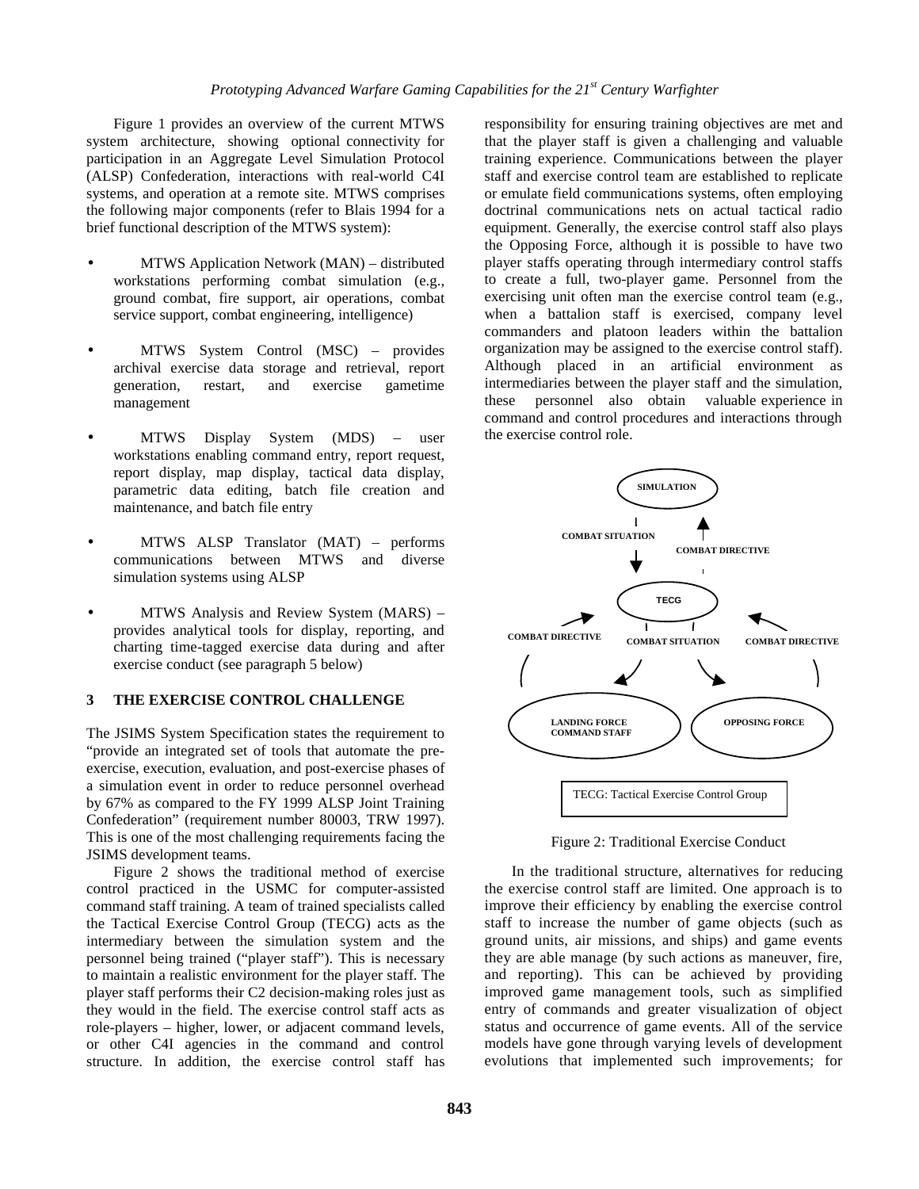Figure 1 provides an overview of the current MTWS system architecture, showing optional connectivity for participation in an Aggregate Level Simulation Protocol (ALSP) Confederation, interactions with real-world C4I systems, and operation at a remote site. MTWS comprises the following major components (refer to Blais 1994 for a brief functional description of the MTWS system):

- MTWS Application Network (MAN) – distributed workstations performing combat simulation (e.g., ground combat, fire support, air operations, combat service support, combat engineering, intelligence)
- MTWS System Control (MSC) – provides archival exercise data storage and retrieval, report generation, restart, and exercise gametime management
- MTWS Display System (MDS) – user workstations enabling command entry, report request, report display, map display, tactical data display, parametric data editing, batch file creation and maintenance, and batch file entry
- MTWS ALSP Translator (MAT) – performs communications between MTWS and diverse simulation systems using ALSP
- MTWS Analysis and Review System (MARS) – provides analytical tools for display, reporting, and charting time-tagged exercise data during and after exercise conduct (see paragraph 5 below)

## 3 THE EXERCISE CONTROL CHALLENGE

The JSIMS System Specification states the requirement to "provide an integrated set of tools that automate the pre-exercise, execution, evaluation, and post-exercise phases of a simulation event in order to reduce personnel overhead by 67% as compared to the FY 1999 ALSP Joint Training Confederation" (requirement number 80003, TRW 1997). This is one of the most challenging requirements facing the JSIMS development teams.

Figure 2 shows the traditional method of exercise control practiced in the USMC for computer-assisted command staff training. A team of trained specialists called the Tactical Exercise Control Group (TECG) acts as the intermediary between the simulation system and the personnel being trained ("player staff"). This is necessary to maintain a realistic environment for the player staff. The player staff performs their C2 decision-making roles just as they would in the field. The exercise control staff acts as role-players – higher, lower, or adjacent command levels, or other C4I agencies in the command and control structure. In addition, the exercise control staff has responsibility for ensuring training objectives are met and that the player staff is given a challenging and valuable training experience. Communications between the player staff and exercise control team are established to replicate or emulate field communications systems, often employing doctrinal communications nets on actual tactical radio equipment. Generally, the exercise control staff also plays the Opposing Force, although it is possible to have two player staffs operating through intermediary control staffs to create a full, two-player game. Personnel from the exercising unit often man the exercise control team (e.g., when a battalion staff is exercised, company level commanders and platoon leaders within the battalion organization may be assigned to the exercise control staff). Although placed in an artificial environment as intermediaries between the player staff and the simulation, these personnel also obtain valuable experience in command and control procedures and interactions through the exercise control role.

SIMULATION

COMBAT SITUATION

COMBAT DIRECTIVE

TECG

COMBAT DIRECTIVE

COMBAT SITUATION

COMBAT DIRECTIVE

LANDING FORCE COMMAND STAFF

OPPOSING FORCE

TECG: Tactical Exercise Control Group

Figure 2: Traditional Exercise Conduct

In the traditional structure, alternatives for reducing the exercise control staff are limited. One approach is to improve their efficiency by enabling the exercise control staff to increase the number of game objects (such as ground units, air missions, and ships) and game events they are able manage (by such actions as maneuver, fire, and reporting). This can be achieved by providing improved game management tools, such as simplified entry of commands and greater visualization of object status and occurrence of game events. All of the service models have gone through varying levels of development evolutions that implemented such improvements; for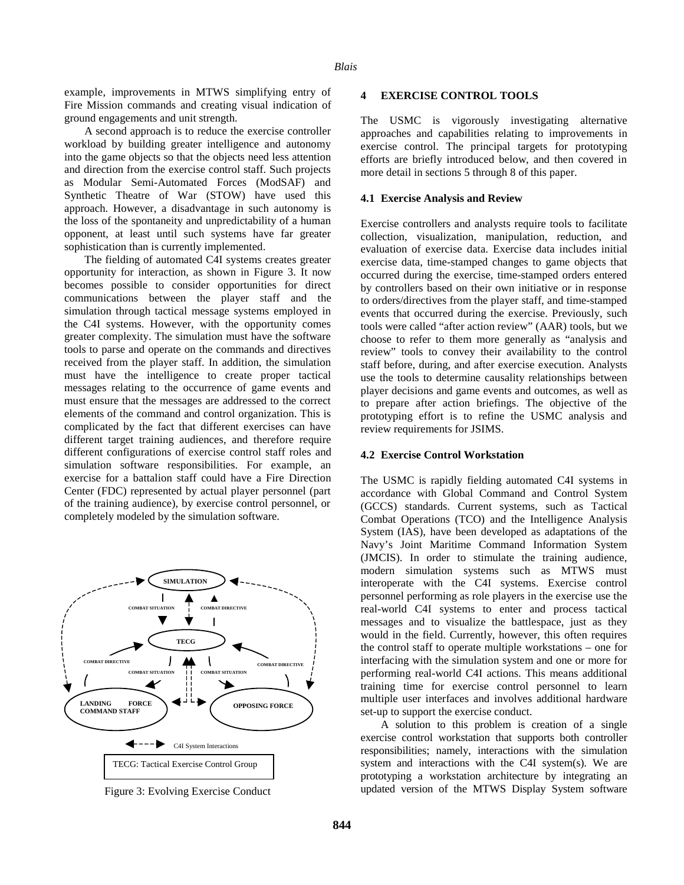example, improvements in MTWS simplifying entry of Fire Mission commands and creating visual indication of ground engagements and unit strength.

A second approach is to reduce the exercise controller workload by building greater intelligence and autonomy into the game objects so that the objects need less attention and direction from the exercise control staff. Such projects as Modular Semi-Automated Forces (ModSAF) and Synthetic Theatre of War (STOW) have used this approach. However, a disadvantage in such autonomy is the loss of the spontaneity and unpredictability of a human opponent, at least until such systems have far greater sophistication than is currently implemented.

The fielding of automated C4I systems creates greater opportunity for interaction, as shown in Figure 3. It now becomes possible to consider opportunities for direct communications between the player staff and the simulation through tactical message systems employed in the C4I systems. However, with the opportunity comes greater complexity. The simulation must have the software tools to parse and operate on the commands and directives received from the player staff. In addition, the simulation must have the intelligence to create proper tactical messages relating to the occurrence of game events and must ensure that the messages are addressed to the correct elements of the command and control organization. This is complicated by the fact that different exercises can have different target training audiences, and therefore require different configurations of exercise control staff roles and simulation software responsibilities. For example, an exercise for a battalion staff could have a Fire Direction Center (FDC) represented by actual player personnel (part of the training audience), by exercise control personnel, or completely modeled by the simulation software.

SIMULATION

COMBAT SITUATION COMBAT DIRECTIVE

TECG

COMBAT DIRECTIVE COMBAT SITUATION COMBAT SITUATION COMBAT DIRECTIVE

LANDING FORCE COMMAND STAFF OPPOSING FORCE

C4I System Interactions

TECG: Tactical Exercise Control Group

Figure 3: Evolving Exercise Conduct

## 4 EXERCISE CONTROL TOOLS

The USMC is vigorously investigating alternative approaches and capabilities relating to improvements in exercise control. The principal targets for prototyping efforts are briefly introduced below, and then covered in more detail in sections 5 through 8 of this paper.

### 4.1 Exercise Analysis and Review

Exercise controllers and analysts require tools to facilitate collection, visualization, manipulation, reduction, and evaluation of exercise data. Exercise data includes initial exercise data, time-stamped changes to game objects that occurred during the exercise, time-stamped orders entered by controllers based on their own initiative or in response to orders/directives from the player staff, and time-stamped events that occurred during the exercise. Previously, such tools were called "after action review" (AAR) tools, but we choose to refer to them more generally as "analysis and review" tools to convey their availability to the control staff before, during, and after exercise execution. Analysts use the tools to determine causality relationships between player decisions and game events and outcomes, as well as to prepare after action briefings. The objective of the prototyping effort is to refine the USMC analysis and review requirements for JSIMS.

### 4.2 Exercise Control Workstation

The USMC is rapidly fielding automated C4I systems in accordance with Global Command and Control System (GCCS) standards. Current systems, such as Tactical Combat Operations (TCO) and the Intelligence Analysis System (IAS), have been developed as adaptations of the Navy's Joint Maritime Command Information System (JMCIS). In order to stimulate the training audience, modern simulation systems such as MTWS must interoperate with the C4I systems. Exercise control personnel performing as role players in the exercise use the real-world C4I systems to enter and process tactical messages and to visualize the battlespace, just as they would in the field. Currently, however, this often requires the control staff to operate multiple workstations – one for interfacing with the simulation system and one or more for performing real-world C4I actions. This means additional training time for exercise control personnel to learn multiple user interfaces and involves additional hardware set-up to support the exercise conduct.

A solution to this problem is creation of a single exercise control workstation that supports both controller responsibilities; namely, interactions with the simulation system and interactions with the C4I system(s). We are prototyping a workstation architecture by integrating an updated version of the MTWS Display System software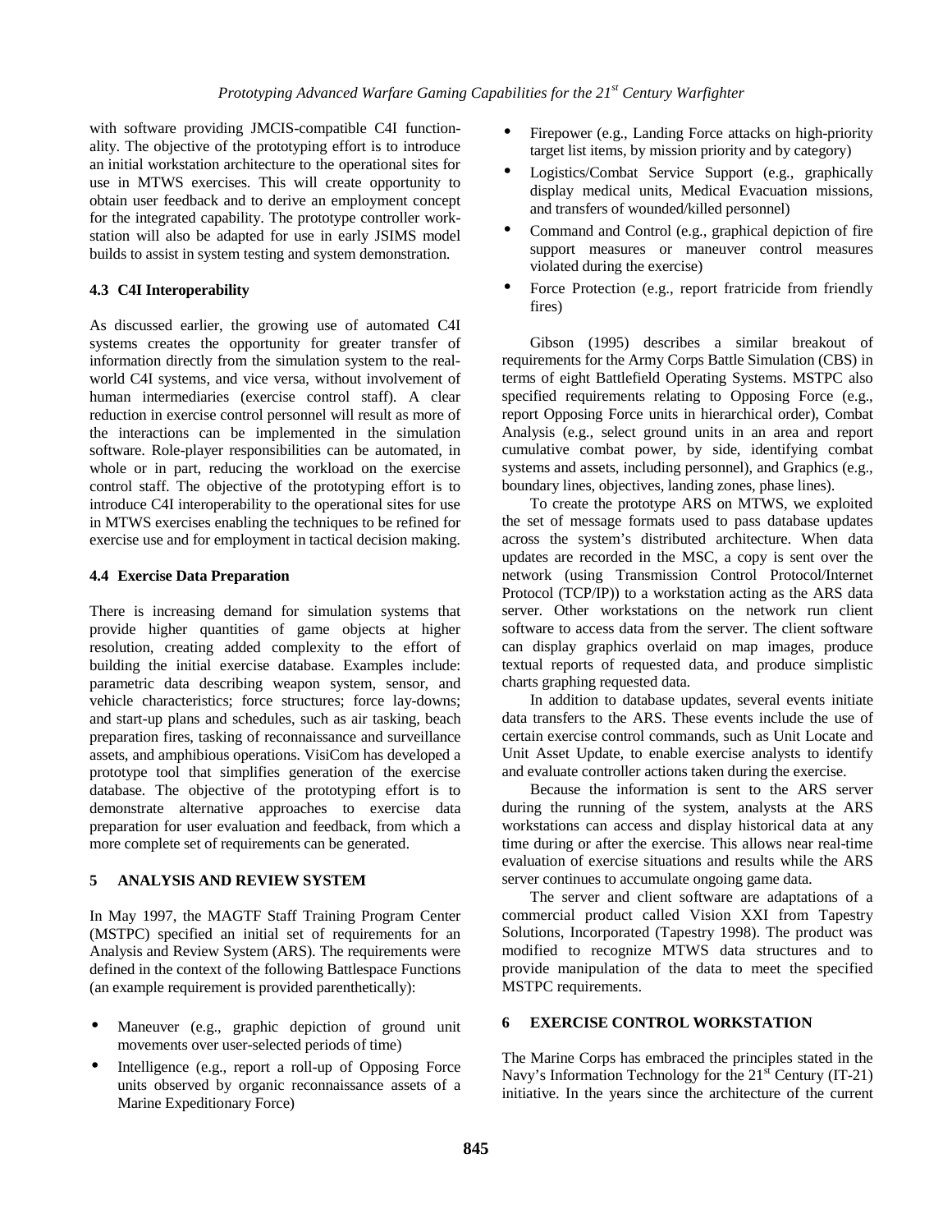with software providing JMCIS-compatible C4I functionality. The objective of the prototyping effort is to introduce an initial workstation architecture to the operational sites for use in MTWS exercises. This will create opportunity to obtain user feedback and to derive an employment concept for the integrated capability. The prototype controller workstation will also be adapted for use in early JSIMS model builds to assist in system testing and system demonstration.

### 4.3 C4I Interoperability

As discussed earlier, the growing use of automated C4I systems creates the opportunity for greater transfer of information directly from the simulation system to the real-world C4I systems, and vice versa, without involvement of human intermediaries (exercise control staff). A clear reduction in exercise control personnel will result as more of the interactions can be implemented in the simulation software. Role-player responsibilities can be automated, in whole or in part, reducing the workload on the exercise control staff. The objective of the prototyping effort is to introduce C4I interoperability to the operational sites for use in MTWS exercises enabling the techniques to be refined for exercise use and for employment in tactical decision making.

### 4.4 Exercise Data Preparation

There is increasing demand for simulation systems that provide higher quantities of game objects at higher resolution, creating added complexity to the effort of building the initial exercise database. Examples include: parametric data describing weapon system, sensor, and vehicle characteristics; force structures; force lay-downs; and start-up plans and schedules, such as air tasking, beach preparation fires, tasking of reconnaissance and surveillance assets, and amphibious operations. VisiCom has developed a prototype tool that simplifies generation of the exercise database. The objective of the prototyping effort is to demonstrate alternative approaches to exercise data preparation for user evaluation and feedback, from which a more complete set of requirements can be generated.

## 5 ANALYSIS AND REVIEW SYSTEM

In May 1997, the MAGTF Staff Training Program Center (MSTPC) specified an initial set of requirements for an Analysis and Review System (ARS). The requirements were defined in the context of the following Battlespace Functions (an example requirement is provided parenthetically):

- Maneuver (e.g., graphic depiction of ground unit movements over user-selected periods of time)
- Intelligence (e.g., report a roll-up of Opposing Force units observed by organic reconnaissance assets of a Marine Expeditionary Force)
- Firepower (e.g., Landing Force attacks on high-priority target list items, by mission priority and by category)
- Logistics/Combat Service Support (e.g., graphically display medical units, Medical Evacuation missions, and transfers of wounded/killed personnel)
- Command and Control (e.g., graphical depiction of fire support measures or maneuver control measures violated during the exercise)
- Force Protection (e.g., report fratricide from friendly fires)

Gibson (1995) describes a similar breakout of requirements for the Army Corps Battle Simulation (CBS) in terms of eight Battlefield Operating Systems. MSTPC also specified requirements relating to Opposing Force (e.g., report Opposing Force units in hierarchical order), Combat Analysis (e.g., select ground units in an area and report cumulative combat power, by side, identifying combat systems and assets, including personnel), and Graphics (e.g., boundary lines, objectives, landing zones, phase lines).

To create the prototype ARS on MTWS, we exploited the set of message formats used to pass database updates across the system's distributed architecture. When data updates are recorded in the MSC, a copy is sent over the network (using Transmission Control Protocol/Internet Protocol (TCP/IP)) to a workstation acting as the ARS data server. Other workstations on the network run client software to access data from the server. The client software can display graphics overlaid on map images, produce textual reports of requested data, and produce simplistic charts graphing requested data.

In addition to database updates, several events initiate data transfers to the ARS. These events include the use of certain exercise control commands, such as Unit Locate and Unit Asset Update, to enable exercise analysts to identify and evaluate controller actions taken during the exercise.

Because the information is sent to the ARS server during the running of the system, analysts at the ARS workstations can access and display historical data at any time during or after the exercise. This allows near real-time evaluation of exercise situations and results while the ARS server continues to accumulate ongoing game data.

The server and client software are adaptations of a commercial product called Vision XXI from Tapestry Solutions, Incorporated (Tapestry 1998). The product was modified to recognize MTWS data structures and to provide manipulation of the data to meet the specified MSTPC requirements.

## 6 EXERCISE CONTROL WORKSTATION

The Marine Corps has embraced the principles stated in the Navy's Information Technology for the 21st Century (IT-21) initiative. In the years since the architecture of the current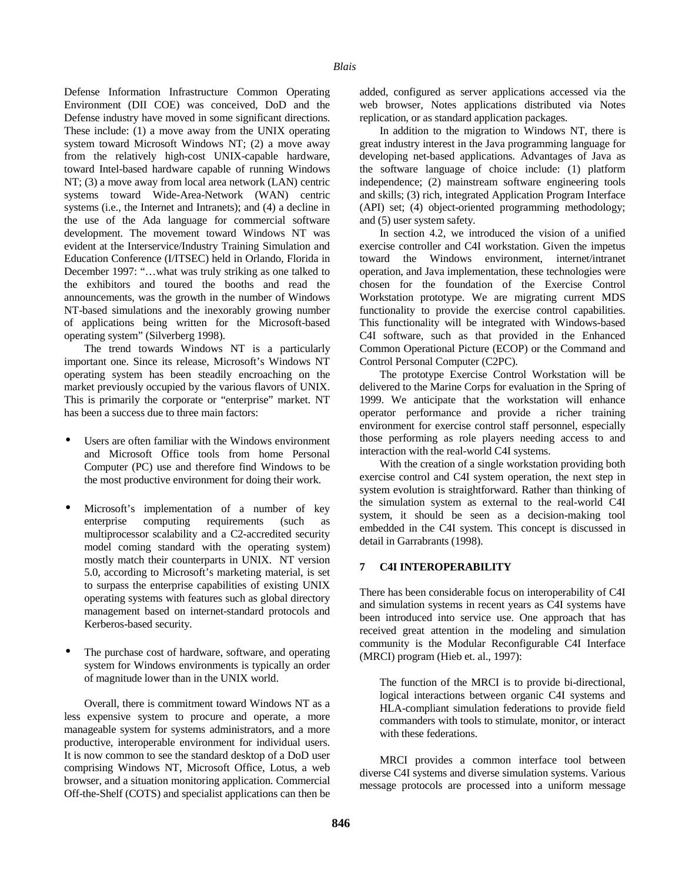Defense Information Infrastructure Common Operating Environment (DII COE) was conceived, DoD and the Defense industry have moved in some significant directions. These include: (1) a move away from the UNIX operating system toward Microsoft Windows NT; (2) a move away from the relatively high-cost UNIX-capable hardware, toward Intel-based hardware capable of running Windows NT; (3) a move away from local area network (LAN) centric systems toward Wide-Area-Network (WAN) centric systems (i.e., the Internet and Intranets); and (4) a decline in the use of the Ada language for commercial software development. The movement toward Windows NT was evident at the Interservice/Industry Training Simulation and Education Conference (I/ITSEC) held in Orlando, Florida in December 1997: "…what was truly striking as one talked to the exhibitors and toured the booths and read the announcements, was the growth in the number of Windows NT-based simulations and the inexorably growing number of applications being written for the Microsoft-based operating system" (Silverberg 1998).

The trend towards Windows NT is a particularly important one. Since its release, Microsoft's Windows NT operating system has been steadily encroaching on the market previously occupied by the various flavors of UNIX. This is primarily the corporate or "enterprise" market. NT has been a success due to three main factors:

- Users are often familiar with the Windows environment and Microsoft Office tools from home Personal Computer (PC) use and therefore find Windows to be the most productive environment for doing their work.
- Microsoft's implementation of a number of key enterprise computing requirements (such as multiprocessor scalability and a C2-accredited security model coming standard with the operating system) mostly match their counterparts in UNIX. NT version 5.0, according to Microsoft's marketing material, is set to surpass the enterprise capabilities of existing UNIX operating systems with features such as global directory management based on internet-standard protocols and Kerberos-based security.
- The purchase cost of hardware, software, and operating system for Windows environments is typically an order of magnitude lower than in the UNIX world.

Overall, there is commitment toward Windows NT as a less expensive system to procure and operate, a more manageable system for systems administrators, and a more productive, interoperable environment for individual users. It is now common to see the standard desktop of a DoD user comprising Windows NT, Microsoft Office, Lotus, a web browser, and a situation monitoring application. Commercial Off-the-Shelf (COTS) and specialist applications can then be added, configured as server applications accessed via the web browser, Notes applications distributed via Notes replication, or as standard application packages.

In addition to the migration to Windows NT, there is great industry interest in the Java programming language for developing net-based applications. Advantages of Java as the software language of choice include: (1) platform independence; (2) mainstream software engineering tools and skills; (3) rich, integrated Application Program Interface (API) set; (4) object-oriented programming methodology; and (5) user system safety.

In section 4.2, we introduced the vision of a unified exercise controller and C4I workstation. Given the impetus toward the Windows environment, internet/intranet operation, and Java implementation, these technologies were chosen for the foundation of the Exercise Control Workstation prototype. We are migrating current MDS functionality to provide the exercise control capabilities. This functionality will be integrated with Windows-based C4I software, such as that provided in the Enhanced Common Operational Picture (ECOP) or the Command and Control Personal Computer (C2PC).

The prototype Exercise Control Workstation will be delivered to the Marine Corps for evaluation in the Spring of 1999. We anticipate that the workstation will enhance operator performance and provide a richer training environment for exercise control staff personnel, especially those performing as role players needing access to and interaction with the real-world C4I systems.

With the creation of a single workstation providing both exercise control and C4I system operation, the next step in system evolution is straightforward. Rather than thinking of the simulation system as external to the real-world C4I system, it should be seen as a decision-making tool embedded in the C4I system. This concept is discussed in detail in Garrabrants (1998).

## 7 C4I INTEROPERABILITY

There has been considerable focus on interoperability of C4I and simulation systems in recent years as C4I systems have been introduced into service use. One approach that has received great attention in the modeling and simulation community is the Modular Reconfigurable C4I Interface (MRCI) program (Hieb et. al., 1997):

> The function of the MRCI is to provide bi-directional, logical interactions between organic C4I systems and HLA-compliant simulation federations to provide field commanders with tools to stimulate, monitor, or interact with these federations.

MRCI provides a common interface tool between diverse C4I systems and diverse simulation systems. Various message protocols are processed into a uniform message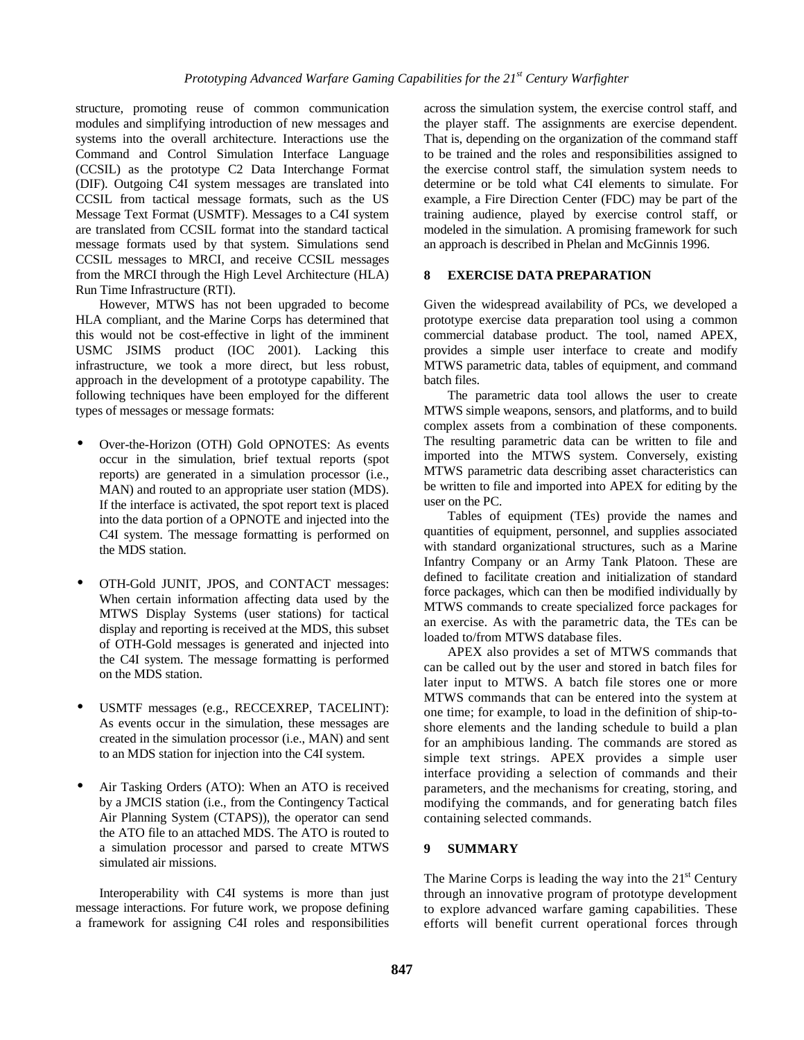structure, promoting reuse of common communication modules and simplifying introduction of new messages and systems into the overall architecture. Interactions use the Command and Control Simulation Interface Language (CCSIL) as the prototype C2 Data Interchange Format (DIF). Outgoing C4I system messages are translated into CCSIL from tactical message formats, such as the US Message Text Format (USMTF). Messages to a C4I system are translated from CCSIL format into the standard tactical message formats used by that system. Simulations send CCSIL messages to MRCI, and receive CCSIL messages from the MRCI through the High Level Architecture (HLA) Run Time Infrastructure (RTI).

However, MTWS has not been upgraded to become HLA compliant, and the Marine Corps has determined that this would not be cost-effective in light of the imminent USMC JSIMS product (IOC 2001). Lacking this infrastructure, we took a more direct, but less robust, approach in the development of a prototype capability. The following techniques have been employed for the different types of messages or message formats:

- Over-the-Horizon (OTH) Gold OPNOTES: As events occur in the simulation, brief textual reports (spot reports) are generated in a simulation processor (i.e., MAN) and routed to an appropriate user station (MDS). If the interface is activated, the spot report text is placed into the data portion of a OPNOTE and injected into the C4I system. The message formatting is performed on the MDS station.

- OTH-Gold JUNIT, JPOS, and CONTACT messages: When certain information affecting data used by the MTWS Display Systems (user stations) for tactical display and reporting is received at the MDS, this subset of OTH-Gold messages is generated and injected into the C4I system. The message formatting is performed on the MDS station.

- USMTF messages (e.g., RECCEXREP, TACELINT): As events occur in the simulation, these messages are created in the simulation processor (i.e., MAN) and sent to an MDS station for injection into the C4I system.

- Air Tasking Orders (ATO): When an ATO is received by a JMCIS station (i.e., from the Contingency Tactical Air Planning System (CTAPS)), the operator can send the ATO file to an attached MDS. The ATO is routed to a simulation processor and parsed to create MTWS simulated air missions.

Interoperability with C4I systems is more than just message interactions. For future work, we propose defining a framework for assigning C4I roles and responsibilities across the simulation system, the exercise control staff, and the player staff. The assignments are exercise dependent. That is, depending on the organization of the command staff to be trained and the roles and responsibilities assigned to the exercise control staff, the simulation system needs to determine or be told what C4I elements to simulate. For example, a Fire Direction Center (FDC) may be part of the training audience, played by exercise control staff, or modeled in the simulation. A promising framework for such an approach is described in Phelan and McGinnis 1996.

## 8 EXERCISE DATA PREPARATION

Given the widespread availability of PCs, we developed a prototype exercise data preparation tool using a common commercial database product. The tool, named APEX, provides a simple user interface to create and modify MTWS parametric data, tables of equipment, and command batch files.

The parametric data tool allows the user to create MTWS simple weapons, sensors, and platforms, and to build complex assets from a combination of these components. The resulting parametric data can be written to file and imported into the MTWS system. Conversely, existing MTWS parametric data describing asset characteristics can be written to file and imported into APEX for editing by the user on the PC.

Tables of equipment (TEs) provide the names and quantities of equipment, personnel, and supplies associated with standard organizational structures, such as a Marine Infantry Company or an Army Tank Platoon. These are defined to facilitate creation and initialization of standard force packages, which can then be modified individually by MTWS commands to create specialized force packages for an exercise. As with the parametric data, the TEs can be loaded to/from MTWS database files.

APEX also provides a set of MTWS commands that can be called out by the user and stored in batch files for later input to MTWS. A batch file stores one or more MTWS commands that can be entered into the system at one time; for example, to load in the definition of ship-to-shore elements and the landing schedule to build a plan for an amphibious landing. The commands are stored as simple text strings. APEX provides a simple user interface providing a selection of commands and their parameters, and the mechanisms for creating, storing, and modifying the commands, and for generating batch files containing selected commands.

## 9 SUMMARY

The Marine Corps is leading the way into the 21st Century through an innovative program of prototype development to explore advanced warfare gaming capabilities. These efforts will benefit current operational forces through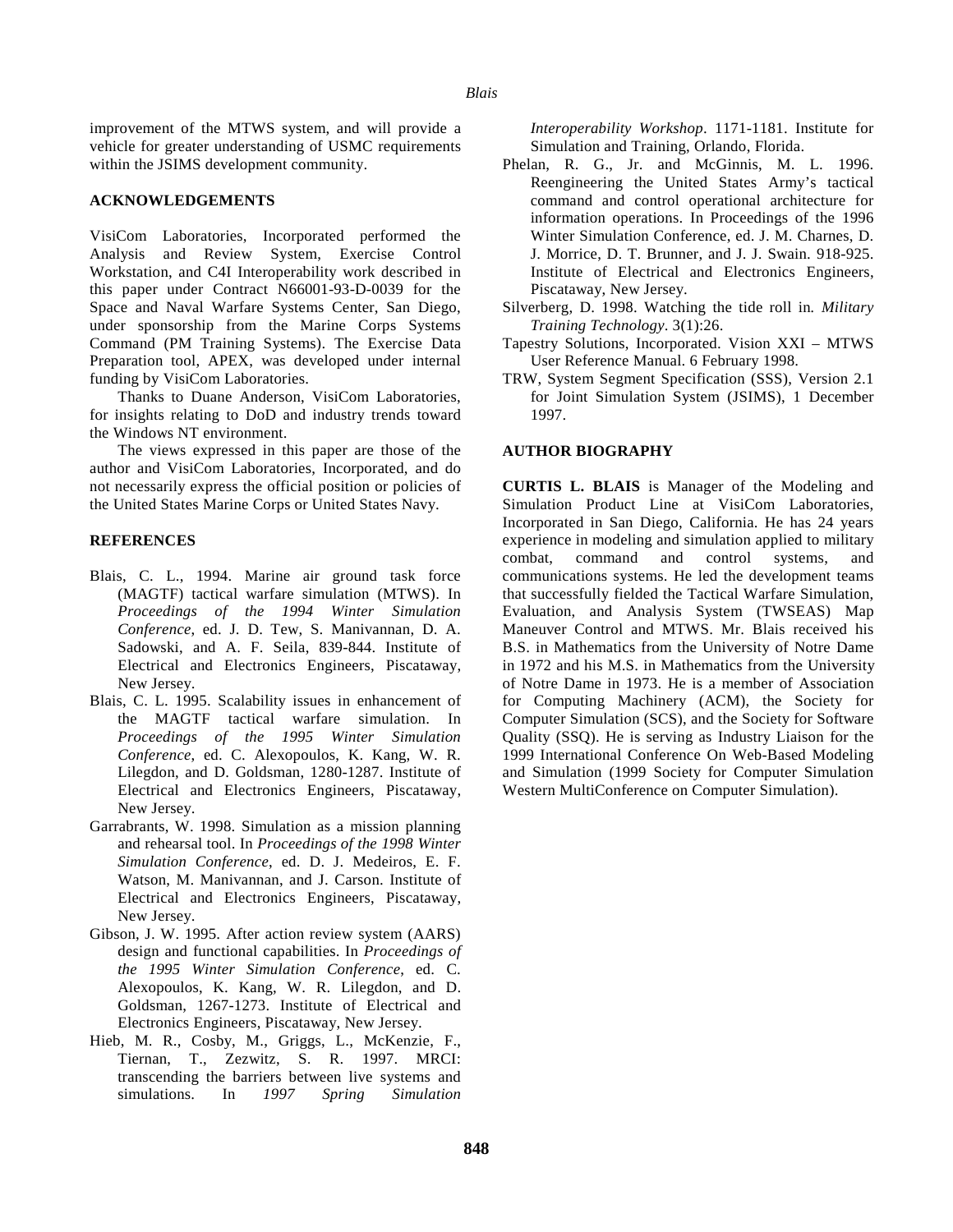improvement of the MTWS system, and will provide a vehicle for greater understanding of USMC requirements within the JSIMS development community.

## ACKNOWLEDGEMENTS

VisiCom Laboratories, Incorporated performed the Analysis and Review System, Exercise Control Workstation, and C4I Interoperability work described in this paper under Contract N66001-93-D-0039 for the Space and Naval Warfare Systems Center, San Diego, under sponsorship from the Marine Corps Systems Command (PM Training Systems). The Exercise Data Preparation tool, APEX, was developed under internal funding by VisiCom Laboratories.

Thanks to Duane Anderson, VisiCom Laboratories, for insights relating to DoD and industry trends toward the Windows NT environment.

The views expressed in this paper are those of the author and VisiCom Laboratories, Incorporated, and do not necessarily express the official position or policies of the United States Marine Corps or United States Navy.

## REFERENCES

Blais, C. L., 1994. Marine air ground task force (MAGTF) tactical warfare simulation (MTWS). In *Proceedings of the 1994 Winter Simulation Conference*, ed. J. D. Tew, S. Manivannan, D. A. Sadowski, and A. F. Seila, 839-844. Institute of Electrical and Electronics Engineers, Piscataway, New Jersey.

Blais, C. L. 1995. Scalability issues in enhancement of the MAGTF tactical warfare simulation. In *Proceedings of the 1995 Winter Simulation Conference*, ed. C. Alexopoulos, K. Kang, W. R. Lilegdon, and D. Goldsman, 1280-1287. Institute of Electrical and Electronics Engineers, Piscataway, New Jersey.

Garrabrants, W. 1998. Simulation as a mission planning and rehearsal tool. In *Proceedings of the 1998 Winter Simulation Conference*, ed. D. J. Medeiros, E. F. Watson, M. Manivannan, and J. Carson. Institute of Electrical and Electronics Engineers, Piscataway, New Jersey.

Gibson, J. W. 1995. After action review system (AARS) design and functional capabilities. In *Proceedings of the 1995 Winter Simulation Conference*, ed. C. Alexopoulos, K. Kang, W. R. Lilegdon, and D. Goldsman, 1267-1273. Institute of Electrical and Electronics Engineers, Piscataway, New Jersey.

Hieb, M. R., Cosby, M., Griggs, L., McKenzie, F., Tiernan, T., Zezwitz, S. R. 1997. MRCI: transcending the barriers between live systems and simulations. In *1997 Spring Simulation Interoperability Workshop*. 1171-1181. Institute for Simulation and Training, Orlando, Florida.

Phelan, R. G., Jr. and McGinnis, M. L. 1996. Reengineering the United States Army's tactical command and control operational architecture for information operations. In Proceedings of the 1996 Winter Simulation Conference, ed. J. M. Charnes, D. J. Morrice, D. T. Brunner, and J. J. Swain. 918-925. Institute of Electrical and Electronics Engineers, Piscataway, New Jersey.

Silverberg, D. 1998. Watching the tide roll in. *Military Training Technology*. 3(1):26.

Tapestry Solutions, Incorporated. Vision XXI – MTWS User Reference Manual. 6 February 1998.

TRW, System Segment Specification (SSS), Version 2.1 for Joint Simulation System (JSIMS), 1 December 1997.

## AUTHOR BIOGRAPHY

**CURTIS L. BLAIS** is Manager of the Modeling and Simulation Product Line at VisiCom Laboratories, Incorporated in San Diego, California. He has 24 years experience in modeling and simulation applied to military combat, command and control systems, and communications systems. He led the development teams that successfully fielded the Tactical Warfare Simulation, Evaluation, and Analysis System (TWSEAS) Map Maneuver Control and MTWS. Mr. Blais received his B.S. in Mathematics from the University of Notre Dame in 1972 and his M.S. in Mathematics from the University of Notre Dame in 1973. He is a member of Association for Computing Machinery (ACM), the Society for Computer Simulation (SCS), and the Society for Software Quality (SSQ). He is serving as Industry Liaison for the 1999 International Conference On Web-Based Modeling and Simulation (1999 Society for Computer Simulation Western MultiConference on Computer Simulation).